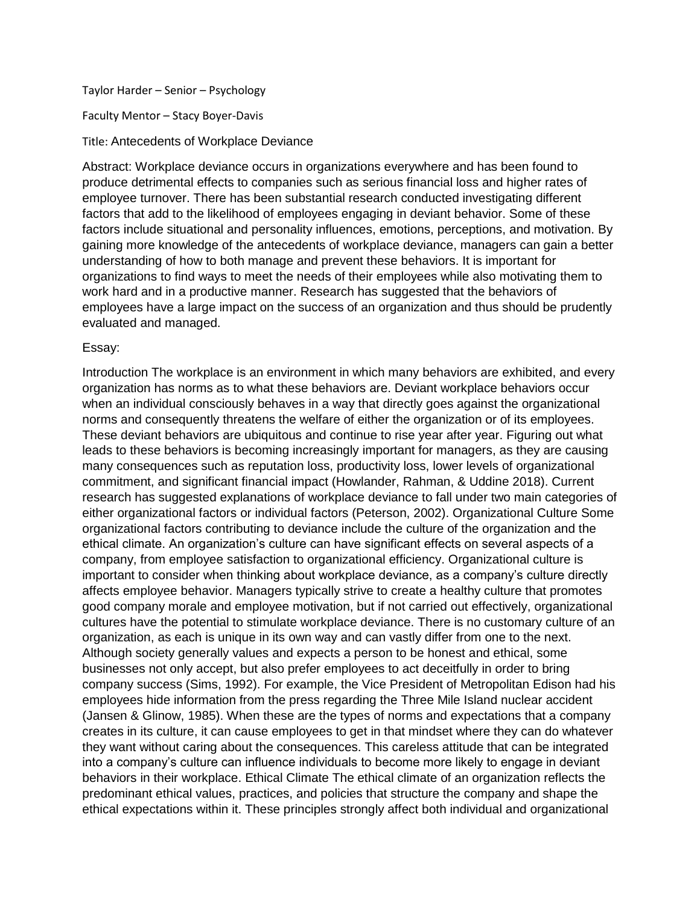Taylor Harder – Senior – Psychology

Faculty Mentor – Stacy Boyer-Davis

Title: Antecedents of Workplace Deviance

Abstract: Workplace deviance occurs in organizations everywhere and has been found to produce detrimental effects to companies such as serious financial loss and higher rates of employee turnover. There has been substantial research conducted investigating different factors that add to the likelihood of employees engaging in deviant behavior. Some of these factors include situational and personality influences, emotions, perceptions, and motivation. By gaining more knowledge of the antecedents of workplace deviance, managers can gain a better understanding of how to both manage and prevent these behaviors. It is important for organizations to find ways to meet the needs of their employees while also motivating them to work hard and in a productive manner. Research has suggested that the behaviors of employees have a large impact on the success of an organization and thus should be prudently evaluated and managed.

Essay:

Introduction The workplace is an environment in which many behaviors are exhibited, and every organization has norms as to what these behaviors are. Deviant workplace behaviors occur when an individual consciously behaves in a way that directly goes against the organizational norms and consequently threatens the welfare of either the organization or of its employees. These deviant behaviors are ubiquitous and continue to rise year after year. Figuring out what leads to these behaviors is becoming increasingly important for managers, as they are causing many consequences such as reputation loss, productivity loss, lower levels of organizational commitment, and significant financial impact (Howlander, Rahman, & Uddine 2018). Current research has suggested explanations of workplace deviance to fall under two main categories of either organizational factors or individual factors (Peterson, 2002). Organizational Culture Some organizational factors contributing to deviance include the culture of the organization and the ethical climate. An organization's culture can have significant effects on several aspects of a company, from employee satisfaction to organizational efficiency. Organizational culture is important to consider when thinking about workplace deviance, as a company's culture directly affects employee behavior. Managers typically strive to create a healthy culture that promotes good company morale and employee motivation, but if not carried out effectively, organizational cultures have the potential to stimulate workplace deviance. There is no customary culture of an organization, as each is unique in its own way and can vastly differ from one to the next. Although society generally values and expects a person to be honest and ethical, some businesses not only accept, but also prefer employees to act deceitfully in order to bring company success (Sims, 1992). For example, the Vice President of Metropolitan Edison had his employees hide information from the press regarding the Three Mile Island nuclear accident (Jansen & Glinow, 1985). When these are the types of norms and expectations that a company creates in its culture, it can cause employees to get in that mindset where they can do whatever they want without caring about the consequences. This careless attitude that can be integrated into a company's culture can influence individuals to become more likely to engage in deviant behaviors in their workplace. Ethical Climate The ethical climate of an organization reflects the predominant ethical values, practices, and policies that structure the company and shape the ethical expectations within it. These principles strongly affect both individual and organizational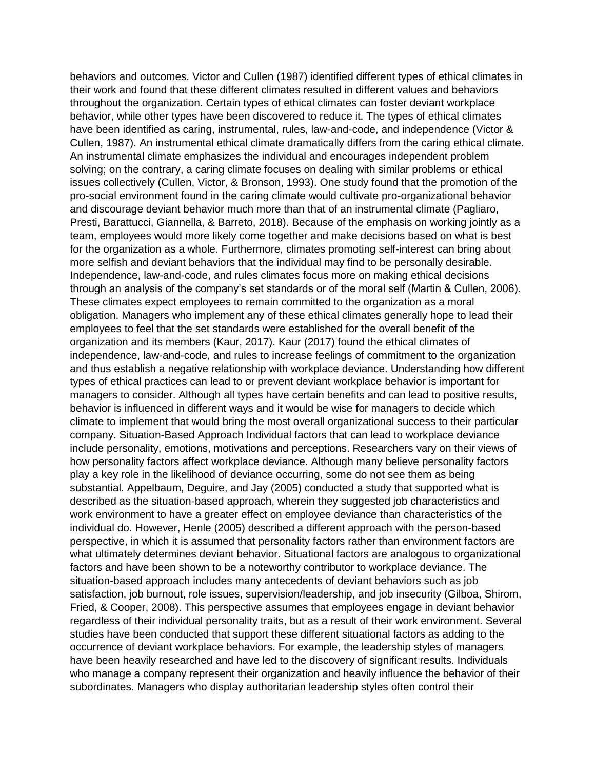behaviors and outcomes. Victor and Cullen (1987) identified different types of ethical climates in their work and found that these different climates resulted in different values and behaviors throughout the organization. Certain types of ethical climates can foster deviant workplace behavior, while other types have been discovered to reduce it. The types of ethical climates have been identified as caring, instrumental, rules, law-and-code, and independence (Victor & Cullen, 1987). An instrumental ethical climate dramatically differs from the caring ethical climate. An instrumental climate emphasizes the individual and encourages independent problem solving; on the contrary, a caring climate focuses on dealing with similar problems or ethical issues collectively (Cullen, Victor, & Bronson, 1993). One study found that the promotion of the pro-social environment found in the caring climate would cultivate pro-organizational behavior and discourage deviant behavior much more than that of an instrumental climate (Pagliaro, Presti, Barattucci, Giannella, & Barreto, 2018). Because of the emphasis on working jointly as a team, employees would more likely come together and make decisions based on what is best for the organization as a whole. Furthermore, climates promoting self-interest can bring about more selfish and deviant behaviors that the individual may find to be personally desirable. Independence, law-and-code, and rules climates focus more on making ethical decisions through an analysis of the company's set standards or of the moral self (Martin & Cullen, 2006). These climates expect employees to remain committed to the organization as a moral obligation. Managers who implement any of these ethical climates generally hope to lead their employees to feel that the set standards were established for the overall benefit of the organization and its members (Kaur, 2017). Kaur (2017) found the ethical climates of independence, law-and-code, and rules to increase feelings of commitment to the organization and thus establish a negative relationship with workplace deviance. Understanding how different types of ethical practices can lead to or prevent deviant workplace behavior is important for managers to consider. Although all types have certain benefits and can lead to positive results, behavior is influenced in different ways and it would be wise for managers to decide which climate to implement that would bring the most overall organizational success to their particular company. Situation-Based Approach Individual factors that can lead to workplace deviance include personality, emotions, motivations and perceptions. Researchers vary on their views of how personality factors affect workplace deviance. Although many believe personality factors play a key role in the likelihood of deviance occurring, some do not see them as being substantial. Appelbaum, Deguire, and Jay (2005) conducted a study that supported what is described as the situation-based approach, wherein they suggested job characteristics and work environment to have a greater effect on employee deviance than characteristics of the individual do. However, Henle (2005) described a different approach with the person-based perspective, in which it is assumed that personality factors rather than environment factors are what ultimately determines deviant behavior. Situational factors are analogous to organizational factors and have been shown to be a noteworthy contributor to workplace deviance. The situation-based approach includes many antecedents of deviant behaviors such as job satisfaction, job burnout, role issues, supervision/leadership, and job insecurity (Gilboa, Shirom, Fried, & Cooper, 2008). This perspective assumes that employees engage in deviant behavior regardless of their individual personality traits, but as a result of their work environment. Several studies have been conducted that support these different situational factors as adding to the occurrence of deviant workplace behaviors. For example, the leadership styles of managers have been heavily researched and have led to the discovery of significant results. Individuals who manage a company represent their organization and heavily influence the behavior of their subordinates. Managers who display authoritarian leadership styles often control their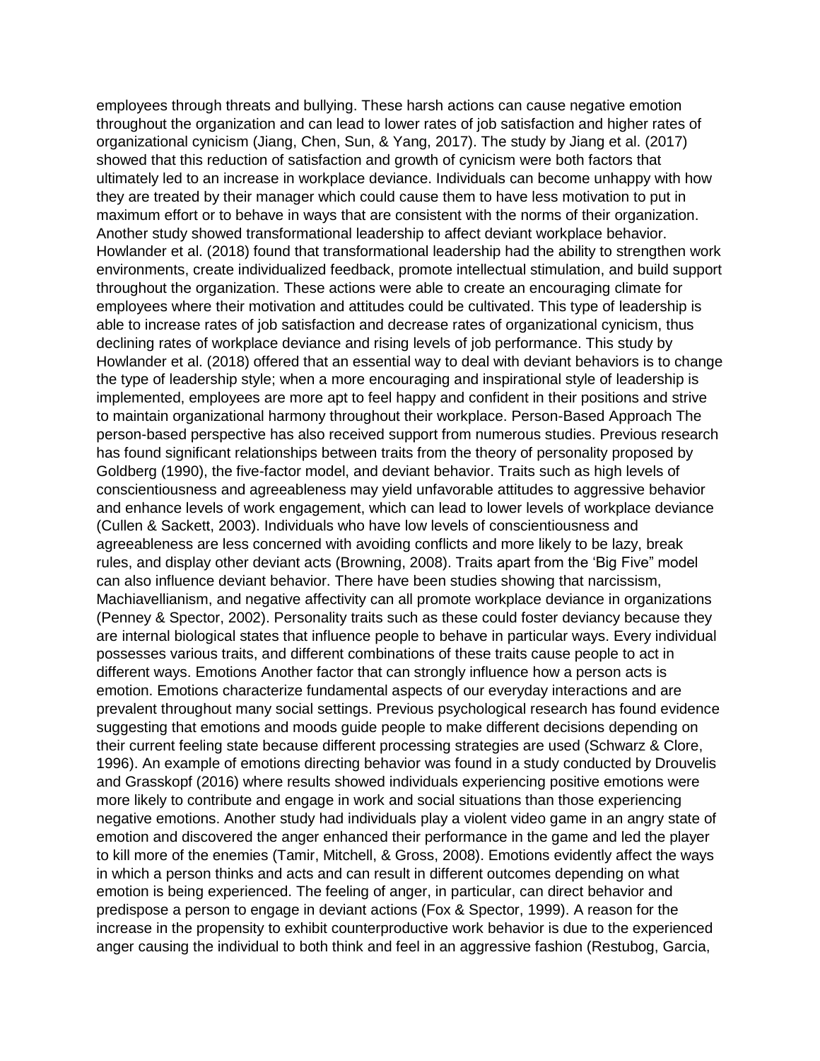employees through threats and bullying. These harsh actions can cause negative emotion throughout the organization and can lead to lower rates of job satisfaction and higher rates of organizational cynicism (Jiang, Chen, Sun, & Yang, 2017). The study by Jiang et al. (2017) showed that this reduction of satisfaction and growth of cynicism were both factors that ultimately led to an increase in workplace deviance. Individuals can become unhappy with how they are treated by their manager which could cause them to have less motivation to put in maximum effort or to behave in ways that are consistent with the norms of their organization. Another study showed transformational leadership to affect deviant workplace behavior. Howlander et al. (2018) found that transformational leadership had the ability to strengthen work environments, create individualized feedback, promote intellectual stimulation, and build support throughout the organization. These actions were able to create an encouraging climate for employees where their motivation and attitudes could be cultivated. This type of leadership is able to increase rates of job satisfaction and decrease rates of organizational cynicism, thus declining rates of workplace deviance and rising levels of job performance. This study by Howlander et al. (2018) offered that an essential way to deal with deviant behaviors is to change the type of leadership style; when a more encouraging and inspirational style of leadership is implemented, employees are more apt to feel happy and confident in their positions and strive to maintain organizational harmony throughout their workplace. Person-Based Approach The person-based perspective has also received support from numerous studies. Previous research has found significant relationships between traits from the theory of personality proposed by Goldberg (1990), the five-factor model, and deviant behavior. Traits such as high levels of conscientiousness and agreeableness may yield unfavorable attitudes to aggressive behavior and enhance levels of work engagement, which can lead to lower levels of workplace deviance (Cullen & Sackett, 2003). Individuals who have low levels of conscientiousness and agreeableness are less concerned with avoiding conflicts and more likely to be lazy, break rules, and display other deviant acts (Browning, 2008). Traits apart from the 'Big Five" model can also influence deviant behavior. There have been studies showing that narcissism, Machiavellianism, and negative affectivity can all promote workplace deviance in organizations (Penney & Spector, 2002). Personality traits such as these could foster deviancy because they are internal biological states that influence people to behave in particular ways. Every individual possesses various traits, and different combinations of these traits cause people to act in different ways. Emotions Another factor that can strongly influence how a person acts is emotion. Emotions characterize fundamental aspects of our everyday interactions and are prevalent throughout many social settings. Previous psychological research has found evidence suggesting that emotions and moods guide people to make different decisions depending on their current feeling state because different processing strategies are used (Schwarz & Clore, 1996). An example of emotions directing behavior was found in a study conducted by Drouvelis and Grasskopf (2016) where results showed individuals experiencing positive emotions were more likely to contribute and engage in work and social situations than those experiencing negative emotions. Another study had individuals play a violent video game in an angry state of emotion and discovered the anger enhanced their performance in the game and led the player to kill more of the enemies (Tamir, Mitchell, & Gross, 2008). Emotions evidently affect the ways in which a person thinks and acts and can result in different outcomes depending on what emotion is being experienced. The feeling of anger, in particular, can direct behavior and predispose a person to engage in deviant actions (Fox & Spector, 1999). A reason for the increase in the propensity to exhibit counterproductive work behavior is due to the experienced anger causing the individual to both think and feel in an aggressive fashion (Restubog, Garcia,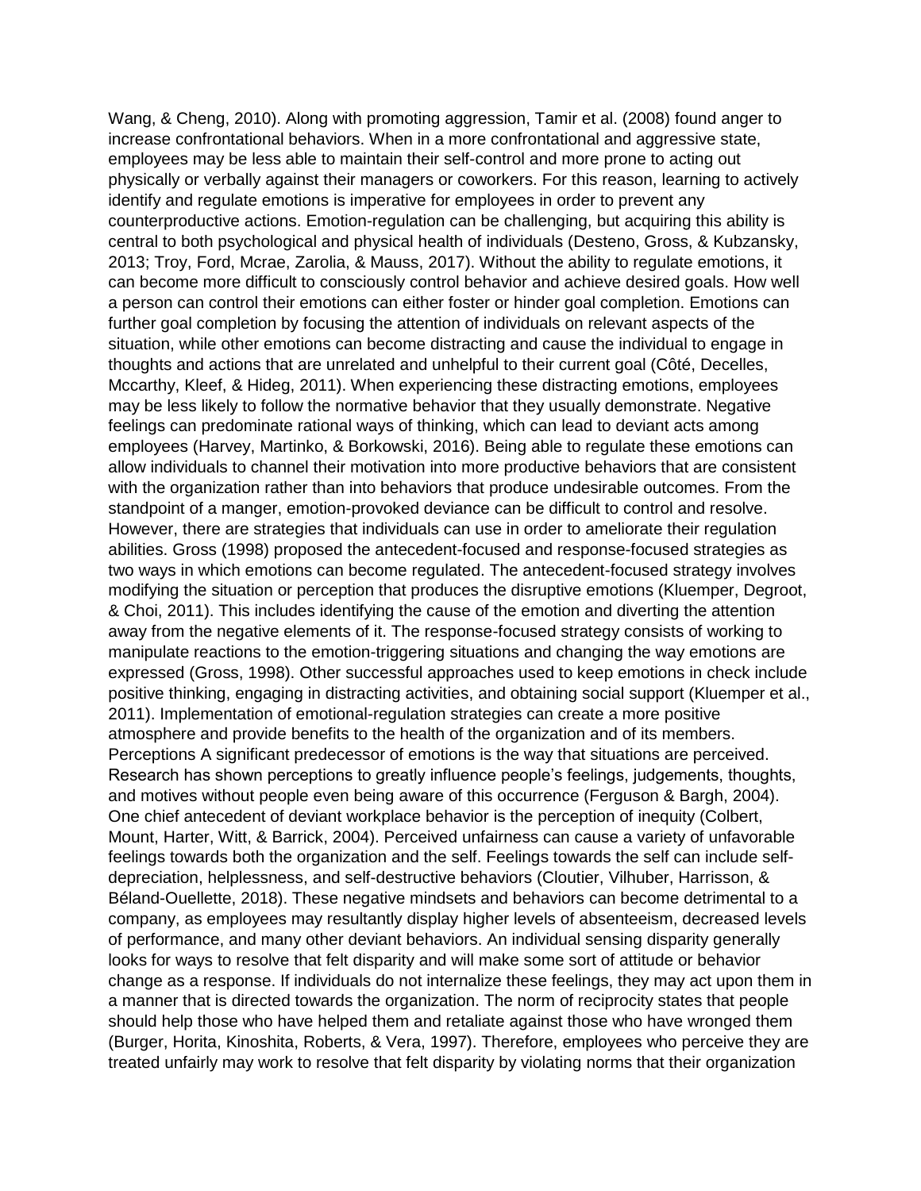Wang, & Cheng, 2010). Along with promoting aggression, Tamir et al. (2008) found anger to increase confrontational behaviors. When in a more confrontational and aggressive state, employees may be less able to maintain their self-control and more prone to acting out physically or verbally against their managers or coworkers. For this reason, learning to actively identify and regulate emotions is imperative for employees in order to prevent any counterproductive actions. Emotion-regulation can be challenging, but acquiring this ability is central to both psychological and physical health of individuals (Desteno, Gross, & Kubzansky, 2013; Troy, Ford, Mcrae, Zarolia, & Mauss, 2017). Without the ability to regulate emotions, it can become more difficult to consciously control behavior and achieve desired goals. How well a person can control their emotions can either foster or hinder goal completion. Emotions can further goal completion by focusing the attention of individuals on relevant aspects of the situation, while other emotions can become distracting and cause the individual to engage in thoughts and actions that are unrelated and unhelpful to their current goal (Côté, Decelles, Mccarthy, Kleef, & Hideg, 2011). When experiencing these distracting emotions, employees may be less likely to follow the normative behavior that they usually demonstrate. Negative feelings can predominate rational ways of thinking, which can lead to deviant acts among employees (Harvey, Martinko, & Borkowski, 2016). Being able to regulate these emotions can allow individuals to channel their motivation into more productive behaviors that are consistent with the organization rather than into behaviors that produce undesirable outcomes. From the standpoint of a manger, emotion-provoked deviance can be difficult to control and resolve. However, there are strategies that individuals can use in order to ameliorate their regulation abilities. Gross (1998) proposed the antecedent-focused and response-focused strategies as two ways in which emotions can become regulated. The antecedent-focused strategy involves modifying the situation or perception that produces the disruptive emotions (Kluemper, Degroot, & Choi, 2011). This includes identifying the cause of the emotion and diverting the attention away from the negative elements of it. The response-focused strategy consists of working to manipulate reactions to the emotion-triggering situations and changing the way emotions are expressed (Gross, 1998). Other successful approaches used to keep emotions in check include positive thinking, engaging in distracting activities, and obtaining social support (Kluemper et al., 2011). Implementation of emotional-regulation strategies can create a more positive atmosphere and provide benefits to the health of the organization and of its members.

Perceptions A significant predecessor of emotions is the way that situations are perceived. Research has shown perceptions to greatly influence people's feelings, judgements, thoughts, and motives without people even being aware of this occurrence (Ferguson & Bargh, 2004). One chief antecedent of deviant workplace behavior is the perception of inequity (Colbert, Mount, Harter, Witt, & Barrick, 2004). Perceived unfairness can cause a variety of unfavorable feelings towards both the organization and the self. Feelings towards the self can include self-depreciation, helplessness, and self-destructive behaviors (Cloutier, Vilhuber, Harrisson, & Béland-Ouellette, 2018). These negative mindsets and behaviors can become detrimental to a company, as employees may resultantly display higher levels of absenteeism, decreased levels of performance, and many other deviant behaviors. An individual sensing disparity generally looks for ways to resolve that felt disparity and will make some sort of attitude or behavior change as a response. If individuals do not internalize these feelings, they may act upon them in a manner that is directed towards the organization. The norm of reciprocity states that people should help those who have helped them and retaliate against those who have wronged them (Burger, Horita, Kinoshita, Roberts, & Vera, 1997). Therefore, employees who perceive they are treated unfairly may work to resolve that felt disparity by violating norms that their organization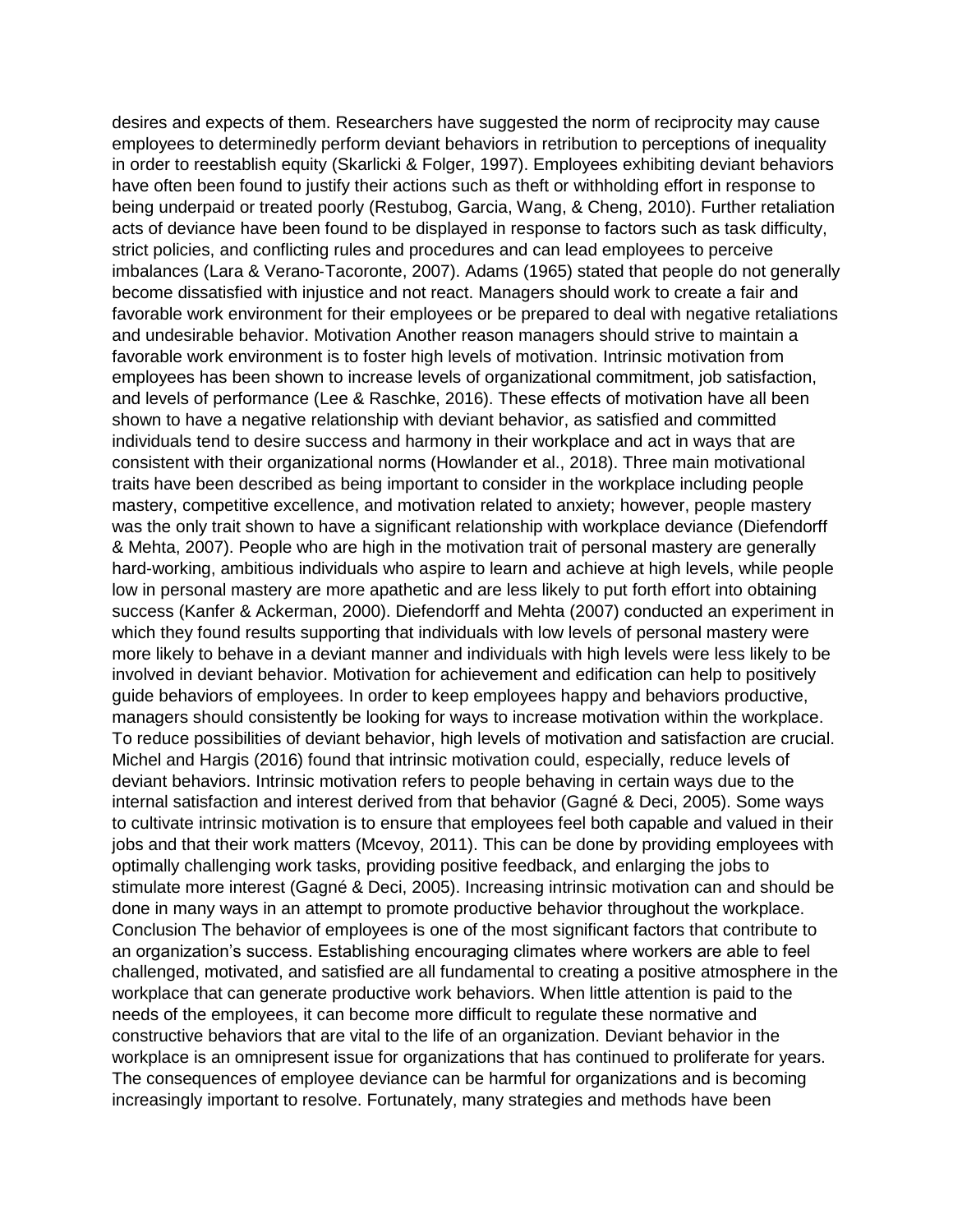desires and expects of them. Researchers have suggested the norm of reciprocity may cause employees to determinedly perform deviant behaviors in retribution to perceptions of inequality in order to reestablish equity (Skarlicki & Folger, 1997). Employees exhibiting deviant behaviors have often been found to justify their actions such as theft or withholding effort in response to being underpaid or treated poorly (Restubog, Garcia, Wang, & Cheng, 2010). Further retaliation acts of deviance have been found to be displayed in response to factors such as task difficulty, strict policies, and conflicting rules and procedures and can lead employees to perceive imbalances (Lara & Verano-Tacoronte, 2007). Adams (1965) stated that people do not generally become dissatisfied with injustice and not react. Managers should work to create a fair and favorable work environment for their employees or be prepared to deal with negative retaliations and undesirable behavior.

## Motivation

Another reason managers should strive to maintain a favorable work environment is to foster high levels of motivation. Intrinsic motivation from employees has been shown to increase levels of organizational commitment, job satisfaction, and levels of performance (Lee & Raschke, 2016). These effects of motivation have all been shown to have a negative relationship with deviant behavior, as satisfied and committed individuals tend to desire success and harmony in their workplace and act in ways that are consistent with their organizational norms (Howlander et al., 2018). Three main motivational traits have been described as being important to consider in the workplace including people mastery, competitive excellence, and motivation related to anxiety; however, people mastery was the only trait shown to have a significant relationship with workplace deviance (Diefendorff & Mehta, 2007). People who are high in the motivation trait of personal mastery are generally hard-working, ambitious individuals who aspire to learn and achieve at high levels, while people low in personal mastery are more apathetic and are less likely to put forth effort into obtaining success (Kanfer & Ackerman, 2000). Diefendorff and Mehta (2007) conducted an experiment in which they found results supporting that individuals with low levels of personal mastery were more likely to behave in a deviant manner and individuals with high levels were less likely to be involved in deviant behavior. Motivation for achievement and edification can help to positively guide behaviors of employees. In order to keep employees happy and behaviors productive, managers should consistently be looking for ways to increase motivation within the workplace. To reduce possibilities of deviant behavior, high levels of motivation and satisfaction are crucial. Michel and Hargis (2016) found that intrinsic motivation could, especially, reduce levels of deviant behaviors. Intrinsic motivation refers to people behaving in certain ways due to the internal satisfaction and interest derived from that behavior (Gagné & Deci, 2005). Some ways to cultivate intrinsic motivation is to ensure that employees feel both capable and valued in their jobs and that their work matters (Mcevoy, 2011). This can be done by providing employees with optimally challenging work tasks, providing positive feedback, and enlarging the jobs to stimulate more interest (Gagné & Deci, 2005). Increasing intrinsic motivation can and should be done in many ways in an attempt to promote productive behavior throughout the workplace.

## Conclusion

The behavior of employees is one of the most significant factors that contribute to an organization's success. Establishing encouraging climates where workers are able to feel challenged, motivated, and satisfied are all fundamental to creating a positive atmosphere in the workplace that can generate productive work behaviors. When little attention is paid to the needs of the employees, it can become more difficult to regulate these normative and constructive behaviors that are vital to the life of an organization. Deviant behavior in the workplace is an omnipresent issue for organizations that has continued to proliferate for years. The consequences of employee deviance can be harmful for organizations and is becoming increasingly important to resolve. Fortunately, many strategies and methods have been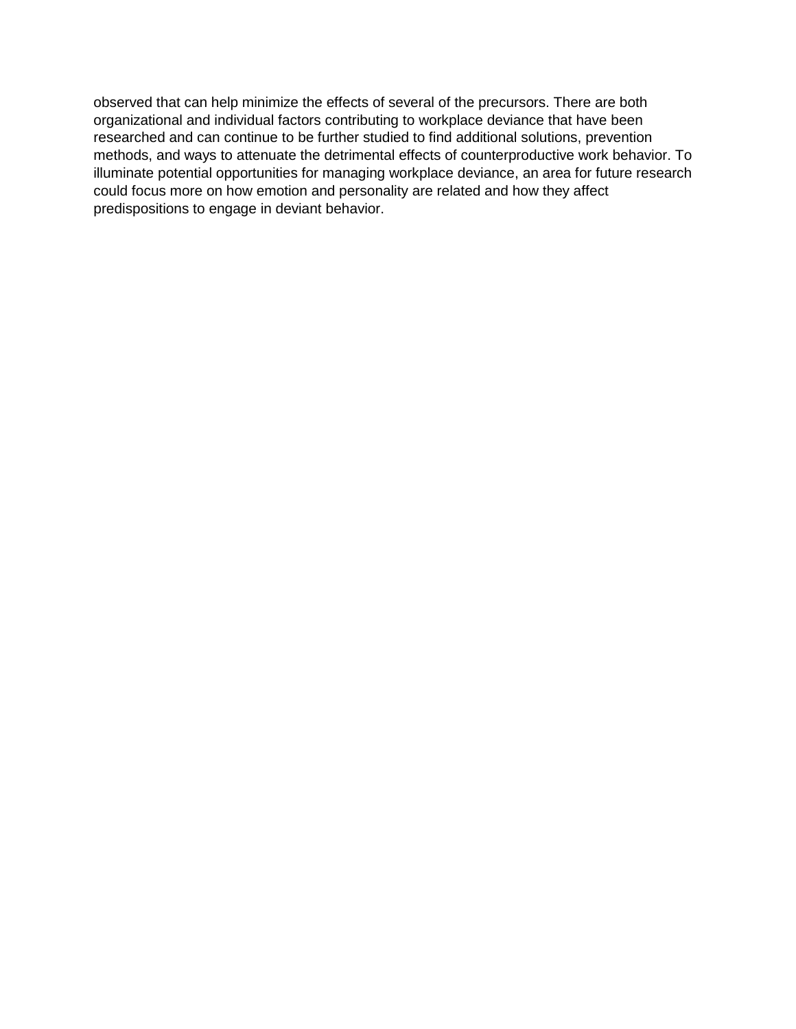observed that can help minimize the effects of several of the precursors. There are both organizational and individual factors contributing to workplace deviance that have been researched and can continue to be further studied to find additional solutions, prevention methods, and ways to attenuate the detrimental effects of counterproductive work behavior. To illuminate potential opportunities for managing workplace deviance, an area for future research could focus more on how emotion and personality are related and how they affect predispositions to engage in deviant behavior.